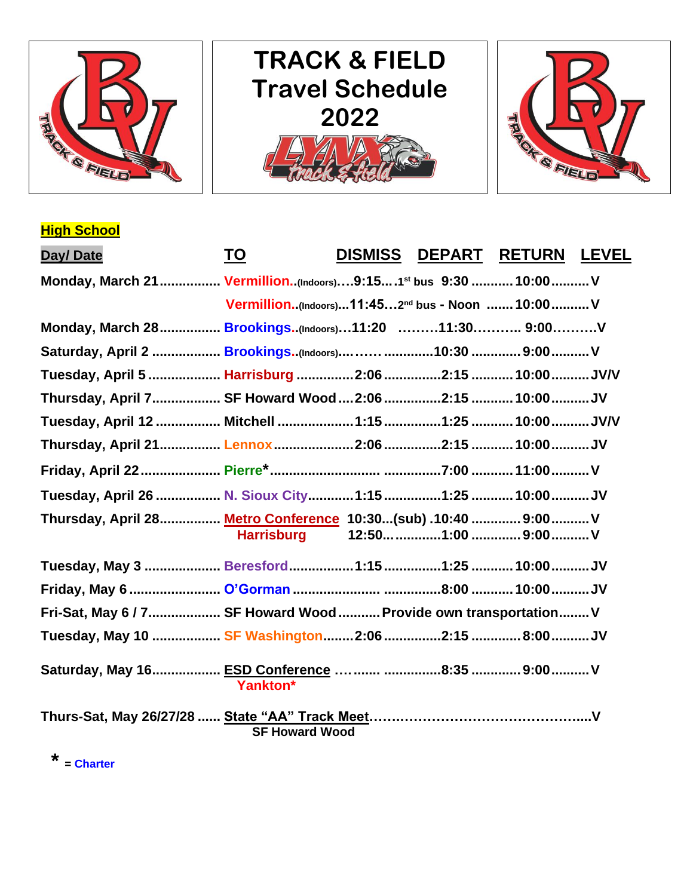# TRACK & FIELD Travel Schedule 2022

**High School**

| Day/ Date | TO | DISMISS | DEPART | RETURN | LEVEL |
|---|---|---|---|---|---|
| Monday, March 21 | Vermillion..(Indoors) | 9:15 | 1st bus 9:30 | 10:00 | V |
| | Vermillion..(Indoors) | 11:45 | 2nd bus - Noon | 10:00 | V |
| Monday, March 28 | Brookings..(Indoors) | 11:20 | 11:30 | 9:00 | V |
| Saturday, April 2 | Brookings..(Indoors) | | 10:30 | 9:00 | V |
| Tuesday, April 5 | Harrisburg | 2:06 | 2:15 | 10:00 | JV/V |
| Thursday, April 7 | SF Howard Wood | 2:06 | 2:15 | 10:00 | JV |
| Tuesday, April 12 | Mitchell | 1:15 | 1:25 | 10:00 | JV/V |
| Thursday, April 21 | Lennox | 2:06 | 2:15 | 10:00 | JV |
| Friday, April 22 | Pierre* | | 7:00 | 11:00 | V |
| Tuesday, April 26 | N. Sioux City | 1:15 | 1:25 | 10:00 | JV |
| Thursday, April 28 | Metro Conference Harrisburg | 10:30...(sub) | 10:40 | 9:00 | V |
| | | 12:50 | 1:00 | 9:00 | V |
| Tuesday, May 3 | Beresford | 1:15 | 1:25 | 10:00 | JV |
| Friday, May 6 | O'Gorman | | 8:00 | 10:00 | JV |
| Fri-Sat, May 6 / 7 | SF Howard Wood | Provide own transportation | | | V |
| Tuesday, May 10 | SF Washington | 2:06 | 2:15 | 8:00 | JV |
| Saturday, May 16 | ESD Conference Yankton* | | 8:35 | 9:00 | V |
| Thurs-Sat, May 26/27/28 | State "AA" Track Meet SF Howard Wood | | | | V |

\* = Charter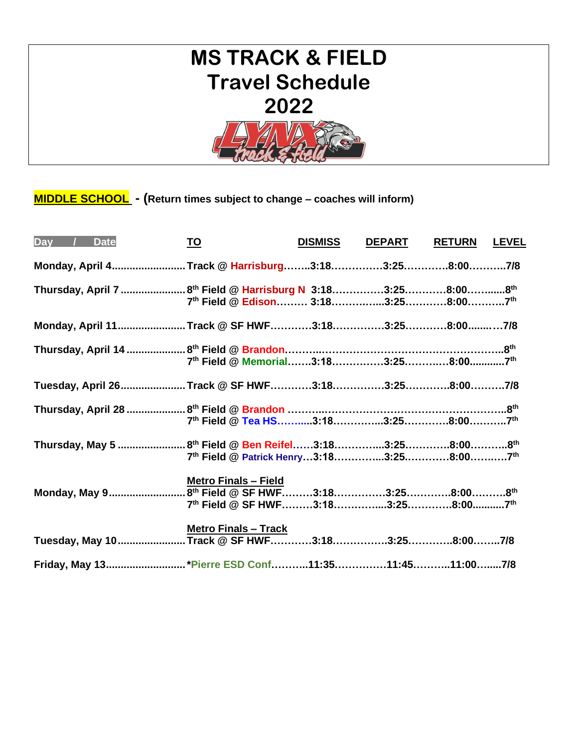# MS TRACK & FIELD
# Travel Schedule
# 2022

**MIDDLE SCHOOL** - (**Return times subject to change – coaches will inform**)

| Day / Date | TO | DISMISS | DEPART | RETURN | LEVEL |
|---|---|---|---|---|---|
| Monday, April 4 | Track @ Harrisburg | 3:18 | 3:25 | 8:00 | 7/8 |
| Thursday, April 7 | 8th Field @ Harrisburg N | 3:18 | 3:25 | 8:00 | 8th |
| | 7th Field @ Edison | 3:18 | 3:25 | 8:00 | 7th |
| Monday, April 11 | Track @ SF HWF | 3:18 | 3:25 | 8:00 | 7/8 |
| Thursday, April 14 | 8th Field @ Brandon | | | | 8th |
| | 7th Field @ Memorial | 3:18 | 3:25 | 8:00 | 7th |
| Tuesday, April 26 | Track @ SF HWF | 3:18 | 3:25 | 8:00 | 7/8 |
| Thursday, April 28 | 8th Field @ Brandon | | | | 8th |
| | 7th Field @ Tea HS | 3:18 | 3:25 | 8:00 | 7th |
| Thursday, May 5 | 8th Field @ Ben Reifel | 3:18 | 3:25 | 8:00 | 8th |
| | 7th Field @ Patrick Henry | 3:18 | 3:25 | 8:00 | 7th |
| | **Metro Finals – Field** | | | | |
| Monday, May 9 | 8th Field @ SF HWF | 3:18 | 3:25 | 8:00 | 8th |
| | 7th Field @ SF HWF | 3:18 | 3:25 | 8:00 | 7th |
| | **Metro Finals – Track** | | | | |
| Tuesday, May 10 | Track @ SF HWF | 3:18 | 3:25 | 8:00 | 7/8 |
| Friday, May 13 | *Pierre ESD Conf | 11:35 | 11:45 | 11:00 | 7/8 |